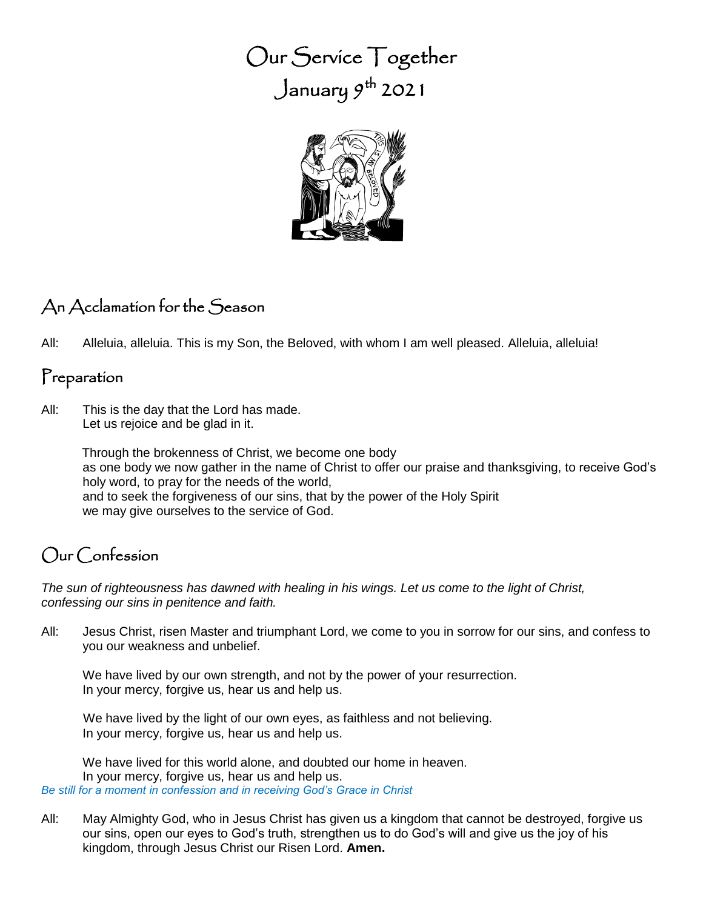# Our Service Together
# January 9th 2021

## An Acclamation for the Season

All: Alleluia, alleluia. This is my Son, the Beloved, with whom I am well pleased. Alleluia, alleluia!

## Preparation

All: This is the day that the Lord has made.
Let us rejoice and be glad in it.

Through the brokenness of Christ, we become one body
as one body we now gather in the name of Christ to offer our praise and thanksgiving, to receive God's holy word, to pray for the needs of the world,
and to seek the forgiveness of our sins, that by the power of the Holy Spirit
we may give ourselves to the service of God.

## Our Confession

*The sun of righteousness has dawned with healing in his wings. Let us come to the light of Christ, confessing our sins in penitence and faith.*

All: Jesus Christ, risen Master and triumphant Lord, we come to you in sorrow for our sins, and confess to you our weakness and unbelief.

We have lived by our own strength, and not by the power of your resurrection.
In your mercy, forgive us, hear us and help us.

We have lived by the light of our own eyes, as faithless and not believing.
In your mercy, forgive us, hear us and help us.

We have lived for this world alone, and doubted our home in heaven.
In your mercy, forgive us, hear us and help us.

*Be still for a moment in confession and in receiving God's Grace in Christ*

All: May Almighty God, who in Jesus Christ has given us a kingdom that cannot be destroyed, forgive us our sins, open our eyes to God's truth, strengthen us to do God's will and give us the joy of his kingdom, through Jesus Christ our Risen Lord. **Amen.**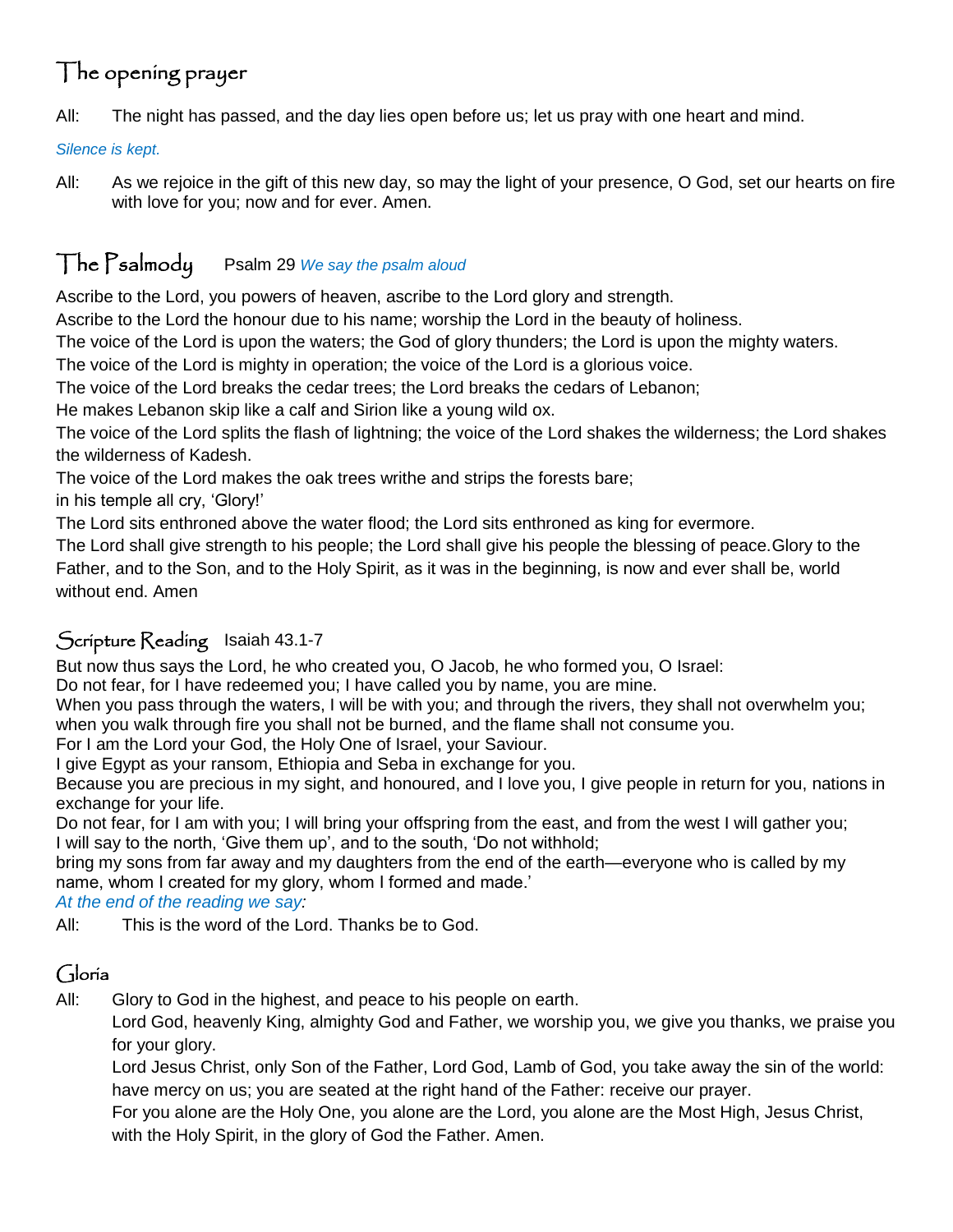## The opening prayer

All: The night has passed, and the day lies open before us; let us pray with one heart and mind.

*Silence is kept.*

All: As we rejoice in the gift of this new day, so may the light of your presence, O God, set our hearts on fire with love for you; now and for ever. Amen.

## The Psalmody  Psalm 29 *We say the psalm aloud*

Ascribe to the Lord, you powers of heaven, ascribe to the Lord glory and strength.
Ascribe to the Lord the honour due to his name; worship the Lord in the beauty of holiness.
The voice of the Lord is upon the waters; the God of glory thunders; the Lord is upon the mighty waters.
The voice of the Lord is mighty in operation; the voice of the Lord is a glorious voice.
The voice of the Lord breaks the cedar trees; the Lord breaks the cedars of Lebanon;
He makes Lebanon skip like a calf and Sirion like a young wild ox.
The voice of the Lord splits the flash of lightning; the voice of the Lord shakes the wilderness; the Lord shakes the wilderness of Kadesh.
The voice of the Lord makes the oak trees writhe and strips the forests bare;
in his temple all cry, 'Glory!'
The Lord sits enthroned above the water flood; the Lord sits enthroned as king for evermore.
The Lord shall give strength to his people; the Lord shall give his people the blessing of peace.Glory to the Father, and to the Son, and to the Holy Spirit, as it was in the beginning, is now and ever shall be, world without end. Amen

## Scripture Reading  Isaiah 43.1-7

But now thus says the Lord, he who created you, O Jacob, he who formed you, O Israel:
Do not fear, for I have redeemed you; I have called you by name, you are mine.
When you pass through the waters, I will be with you; and through the rivers, they shall not overwhelm you; when you walk through fire you shall not be burned, and the flame shall not consume you.
For I am the Lord your God, the Holy One of Israel, your Saviour.
I give Egypt as your ransom, Ethiopia and Seba in exchange for you.
Because you are precious in my sight, and honoured, and I love you, I give people in return for you, nations in exchange for your life.
Do not fear, for I am with you; I will bring your offspring from the east, and from the west I will gather you;
I will say to the north, 'Give them up', and to the south, 'Do not withhold;
bring my sons from far away and my daughters from the end of the earth—everyone who is called by my name, whom I created for my glory, whom I formed and made.'
*At the end of the reading we say:*

All: This is the word of the Lord. Thanks be to God.

## Gloria

All: Glory to God in the highest, and peace to his people on earth.
Lord God, heavenly King, almighty God and Father, we worship you, we give you thanks, we praise you for your glory.
Lord Jesus Christ, only Son of the Father, Lord God, Lamb of God, you take away the sin of the world: have mercy on us; you are seated at the right hand of the Father: receive our prayer.
For you alone are the Holy One, you alone are the Lord, you alone are the Most High, Jesus Christ, with the Holy Spirit, in the glory of God the Father. Amen.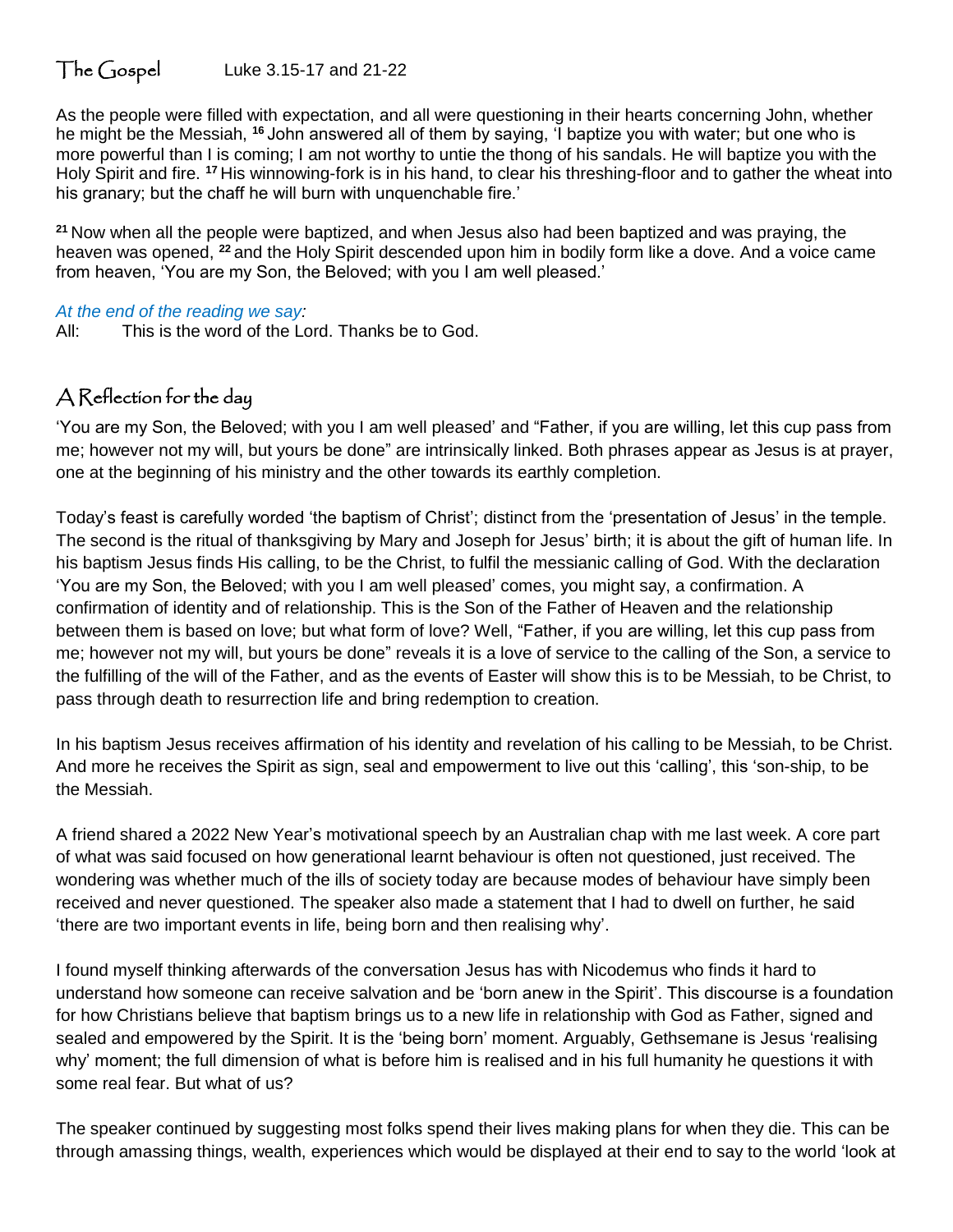## The Gospel

Luke 3.15-17 and 21-22

As the people were filled with expectation, and all were questioning in their hearts concerning John, whether he might be the Messiah, [16] John answered all of them by saying, 'I baptize you with water; but one who is more powerful than I is coming; I am not worthy to untie the thong of his sandals. He will baptize you with the Holy Spirit and fire. [17] His winnowing-fork is in his hand, to clear his threshing-floor and to gather the wheat into his granary; but the chaff he will burn with unquenchable fire.'

[21] Now when all the people were baptized, and when Jesus also had been baptized and was praying, the heaven was opened, [22] and the Holy Spirit descended upon him in bodily form like a dove. And a voice came from heaven, 'You are my Son, the Beloved; with you I am well pleased.'

*At the end of the reading we say:*

All: This is the word of the Lord. Thanks be to God.

## A Reflection for the day

'You are my Son, the Beloved; with you I am well pleased' and "Father, if you are willing, let this cup pass from me; however not my will, but yours be done" are intrinsically linked. Both phrases appear as Jesus is at prayer, one at the beginning of his ministry and the other towards its earthly completion.

Today's feast is carefully worded 'the baptism of Christ'; distinct from the 'presentation of Jesus' in the temple. The second is the ritual of thanksgiving by Mary and Joseph for Jesus' birth; it is about the gift of human life. In his baptism Jesus finds His calling, to be the Christ, to fulfil the messianic calling of God. With the declaration 'You are my Son, the Beloved; with you I am well pleased' comes, you might say, a confirmation. A confirmation of identity and of relationship. This is the Son of the Father of Heaven and the relationship between them is based on love; but what form of love? Well, "Father, if you are willing, let this cup pass from me; however not my will, but yours be done" reveals it is a love of service to the calling of the Son, a service to the fulfilling of the will of the Father, and as the events of Easter will show this is to be Messiah, to be Christ, to pass through death to resurrection life and bring redemption to creation.

In his baptism Jesus receives affirmation of his identity and revelation of his calling to be Messiah, to be Christ. And more he receives the Spirit as sign, seal and empowerment to live out this 'calling', this 'son-ship, to be the Messiah.

A friend shared a 2022 New Year's motivational speech by an Australian chap with me last week. A core part of what was said focused on how generational learnt behaviour is often not questioned, just received. The wondering was whether much of the ills of society today are because modes of behaviour have simply been received and never questioned. The speaker also made a statement that I had to dwell on further, he said 'there are two important events in life, being born and then realising why'.

I found myself thinking afterwards of the conversation Jesus has with Nicodemus who finds it hard to understand how someone can receive salvation and be 'born anew in the Spirit'. This discourse is a foundation for how Christians believe that baptism brings us to a new life in relationship with God as Father, signed and sealed and empowered by the Spirit. It is the 'being born' moment. Arguably, Gethsemane is Jesus 'realising why' moment; the full dimension of what is before him is realised and in his full humanity he questions it with some real fear. But what of us?

The speaker continued by suggesting most folks spend their lives making plans for when they die. This can be through amassing things, wealth, experiences which would be displayed at their end to say to the world 'look at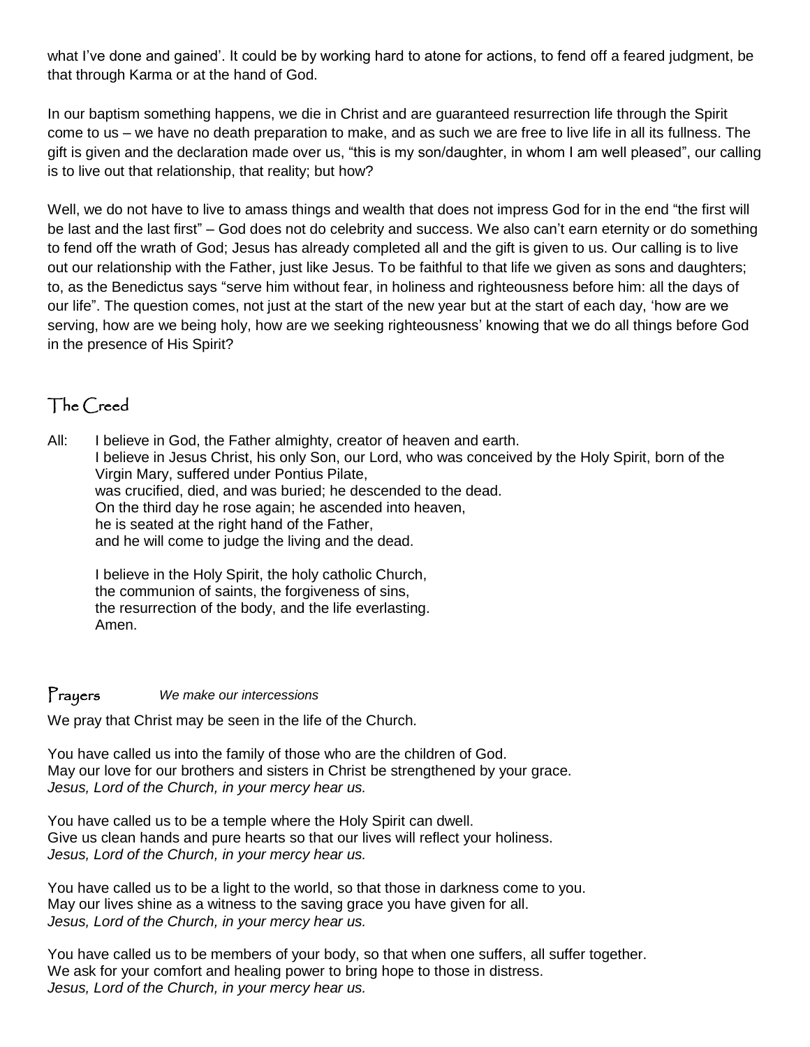what I've done and gained'. It could be by working hard to atone for actions, to fend off a feared judgment, be that through Karma or at the hand of God.

In our baptism something happens, we die in Christ and are guaranteed resurrection life through the Spirit come to us – we have no death preparation to make, and as such we are free to live life in all its fullness. The gift is given and the declaration made over us, "this is my son/daughter, in whom I am well pleased", our calling is to live out that relationship, that reality; but how?

Well, we do not have to live to amass things and wealth that does not impress God for in the end "the first will be last and the last first" – God does not do celebrity and success. We also can't earn eternity or do something to fend off the wrath of God; Jesus has already completed all and the gift is given to us. Our calling is to live out our relationship with the Father, just like Jesus. To be faithful to that life we given as sons and daughters; to, as the Benedictus says "serve him without fear, in holiness and righteousness before him: all the days of our life". The question comes, not just at the start of the new year but at the start of each day, 'how are we serving, how are we being holy, how are we seeking righteousness' knowing that we do all things before God in the presence of His Spirit?

## The Creed

All: I believe in God, the Father almighty, creator of heaven and earth.
I believe in Jesus Christ, his only Son, our Lord, who was conceived by the Holy Spirit, born of the Virgin Mary, suffered under Pontius Pilate,
was crucified, died, and was buried; he descended to the dead.
On the third day he rose again; he ascended into heaven,
he is seated at the right hand of the Father,
and he will come to judge the living and the dead.

I believe in the Holy Spirit, the holy catholic Church,
the communion of saints, the forgiveness of sins,
the resurrection of the body, and the life everlasting.
Amen.

## Prayers *We make our intercessions*

We pray that Christ may be seen in the life of the Church.

You have called us into the family of those who are the children of God.
May our love for our brothers and sisters in Christ be strengthened by your grace.
*Jesus, Lord of the Church, in your mercy hear us.*

You have called us to be a temple where the Holy Spirit can dwell.
Give us clean hands and pure hearts so that our lives will reflect your holiness.
*Jesus, Lord of the Church, in your mercy hear us.*

You have called us to be a light to the world, so that those in darkness come to you.
May our lives shine as a witness to the saving grace you have given for all.
*Jesus, Lord of the Church, in your mercy hear us.*

You have called us to be members of your body, so that when one suffers, all suffer together.
We ask for your comfort and healing power to bring hope to those in distress.
*Jesus, Lord of the Church, in your mercy hear us.*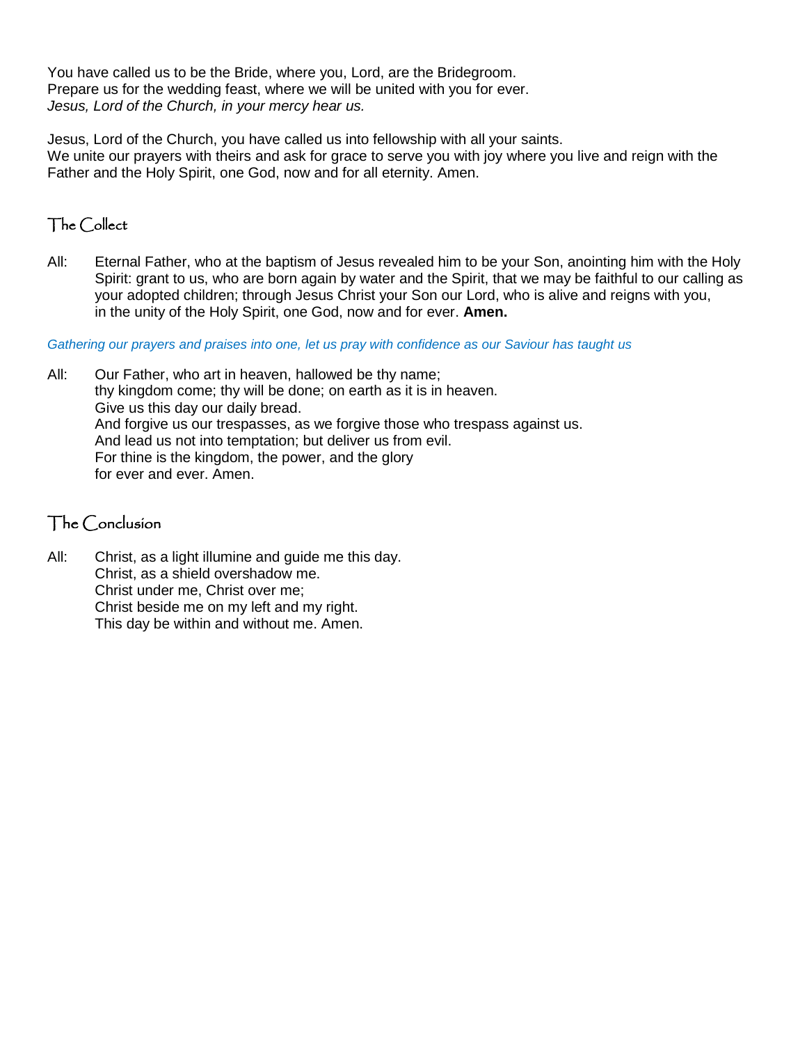You have called us to be the Bride, where you, Lord, are the Bridegroom.
Prepare us for the wedding feast, where we will be united with you for ever.
*Jesus, Lord of the Church, in your mercy hear us.*

Jesus, Lord of the Church, you have called us into fellowship with all your saints.
We unite our prayers with theirs and ask for grace to serve you with joy where you live and reign with the Father and the Holy Spirit, one God, now and for all eternity. Amen.

## The Collect

All: Eternal Father, who at the baptism of Jesus revealed him to be your Son, anointing him with the Holy Spirit: grant to us, who are born again by water and the Spirit, that we may be faithful to our calling as your adopted children; through Jesus Christ your Son our Lord, who is alive and reigns with you, in the unity of the Holy Spirit, one God, now and for ever. **Amen.**

*Gathering our prayers and praises into one, let us pray with confidence as our Saviour has taught us*

All: Our Father, who art in heaven, hallowed be thy name;
thy kingdom come; thy will be done; on earth as it is in heaven.
Give us this day our daily bread.
And forgive us our trespasses, as we forgive those who trespass against us.
And lead us not into temptation; but deliver us from evil.
For thine is the kingdom, the power, and the glory
for ever and ever. Amen.

## The Conclusion

All: Christ, as a light illumine and guide me this day.
Christ, as a shield overshadow me.
Christ under me, Christ over me;
Christ beside me on my left and my right.
This day be within and without me. Amen.